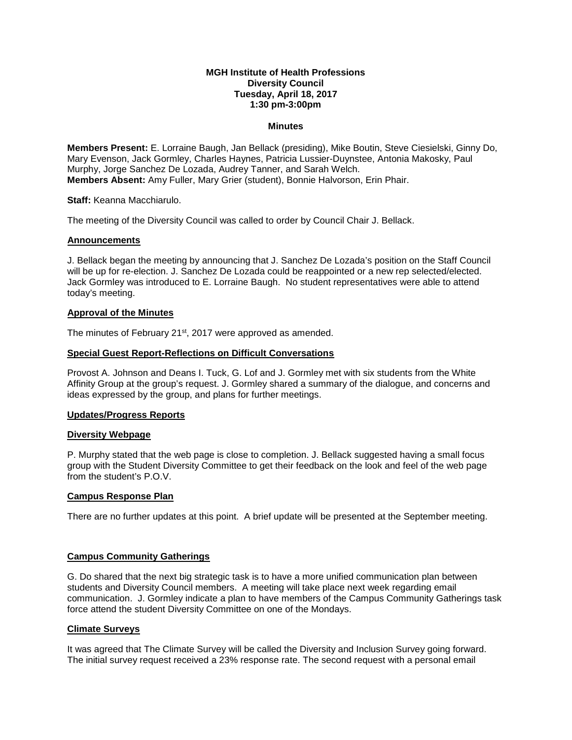**MGH Institute of Health Professions**
**Diversity Council**
**Tuesday, April 18, 2017**
**1:30 pm-3:00pm**

**Minutes**

**Members Present:** E. Lorraine Baugh, Jan Bellack (presiding), Mike Boutin, Steve Ciesielski, Ginny Do, Mary Evenson, Jack Gormley, Charles Haynes, Patricia Lussier-Duynstee, Antonia Makosky, Paul Murphy, Jorge Sanchez De Lozada, Audrey Tanner, and Sarah Welch.
**Members Absent:** Amy Fuller, Mary Grier (student), Bonnie Halvorson, Erin Phair.

**Staff:** Keanna Macchiarulo.

The meeting of the Diversity Council was called to order by Council Chair J. Bellack.

## Announcements

J. Bellack began the meeting by announcing that J. Sanchez De Lozada's position on the Staff Council will be up for re-election. J. Sanchez De Lozada could be reappointed or a new rep selected/elected. Jack Gormley was introduced to E. Lorraine Baugh. No student representatives were able to attend today's meeting.

## Approval of the Minutes

The minutes of February 21st, 2017 were approved as amended.

## Special Guest Report-Reflections on Difficult Conversations

Provost A. Johnson and Deans I. Tuck, G. Lof and J. Gormley met with six students from the White Affinity Group at the group's request. J. Gormley shared a summary of the dialogue, and concerns and ideas expressed by the group, and plans for further meetings.

## Updates/Progress Reports

## Diversity Webpage

P. Murphy stated that the web page is close to completion. J. Bellack suggested having a small focus group with the Student Diversity Committee to get their feedback on the look and feel of the web page from the student's P.O.V.

## Campus Response Plan

There are no further updates at this point. A brief update will be presented at the September meeting.

## Campus Community Gatherings

G. Do shared that the next big strategic task is to have a more unified communication plan between students and Diversity Council members. A meeting will take place next week regarding email communication. J. Gormley indicate a plan to have members of the Campus Community Gatherings task force attend the student Diversity Committee on one of the Mondays.

## Climate Surveys

It was agreed that The Climate Survey will be called the Diversity and Inclusion Survey going forward. The initial survey request received a 23% response rate. The second request with a personal email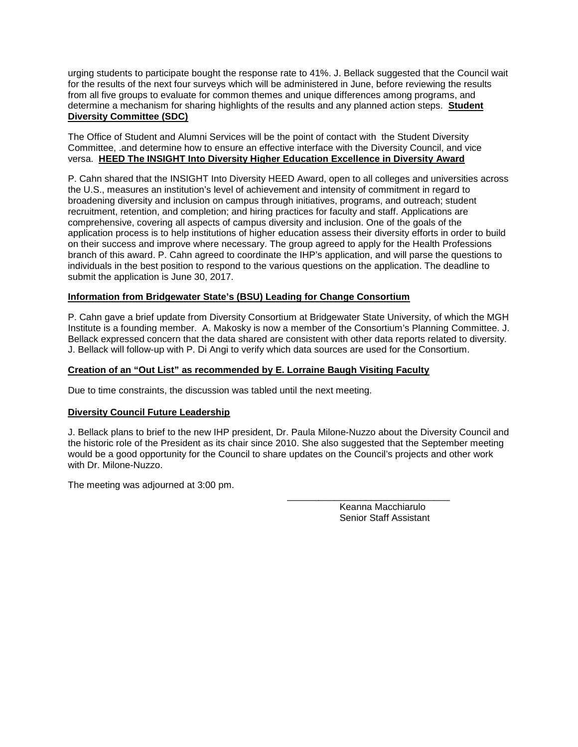urging students to participate bought the response rate to 41%. J. Bellack suggested that the Council wait for the results of the next four surveys which will be administered in June, before reviewing the results from all five groups to evaluate for common themes and unique differences among programs, and determine a mechanism for sharing highlights of the results and any planned action steps.

**Student Diversity Committee (SDC)**

The Office of Student and Alumni Services will be the point of contact with the Student Diversity Committee, .and determine how to ensure an effective interface with the Diversity Council, and vice versa.

**HEED The INSIGHT Into Diversity Higher Education Excellence in Diversity Award**

P. Cahn shared that the INSIGHT Into Diversity HEED Award, open to all colleges and universities across the U.S., measures an institution's level of achievement and intensity of commitment in regard to broadening diversity and inclusion on campus through initiatives, programs, and outreach; student recruitment, retention, and completion; and hiring practices for faculty and staff. Applications are comprehensive, covering all aspects of campus diversity and inclusion. One of the goals of the application process is to help institutions of higher education assess their diversity efforts in order to build on their success and improve where necessary. The group agreed to apply for the Health Professions branch of this award. P. Cahn agreed to coordinate the IHP's application, and will parse the questions to individuals in the best position to respond to the various questions on the application. The deadline to submit the application is June 30, 2017.

**Information from Bridgewater State's (BSU) Leading for Change Consortium**

P. Cahn gave a brief update from Diversity Consortium at Bridgewater State University, of which the MGH Institute is a founding member. A. Makosky is now a member of the Consortium's Planning Committee. J. Bellack expressed concern that the data shared are consistent with other data reports related to diversity. J. Bellack will follow-up with P. Di Angi to verify which data sources are used for the Consortium.

**Creation of an "Out List" as recommended by E. Lorraine Baugh Visiting Faculty**

Due to time constraints, the discussion was tabled until the next meeting.

**Diversity Council Future Leadership**

J. Bellack plans to brief to the new IHP president, Dr. Paula Milone-Nuzzo about the Diversity Council and the historic role of the President as its chair since 2010. She also suggested that the September meeting would be a good opportunity for the Council to share updates on the Council's projects and other work with Dr. Milone-Nuzzo.

The meeting was adjourned at 3:00 pm.

\_\_\_\_\_\_\_\_\_\_\_\_\_\_\_\_\_\_\_\_\_\_\_\_\_\_\_\_\_\_\_

Keanna Macchiarulo
Senior Staff Assistant